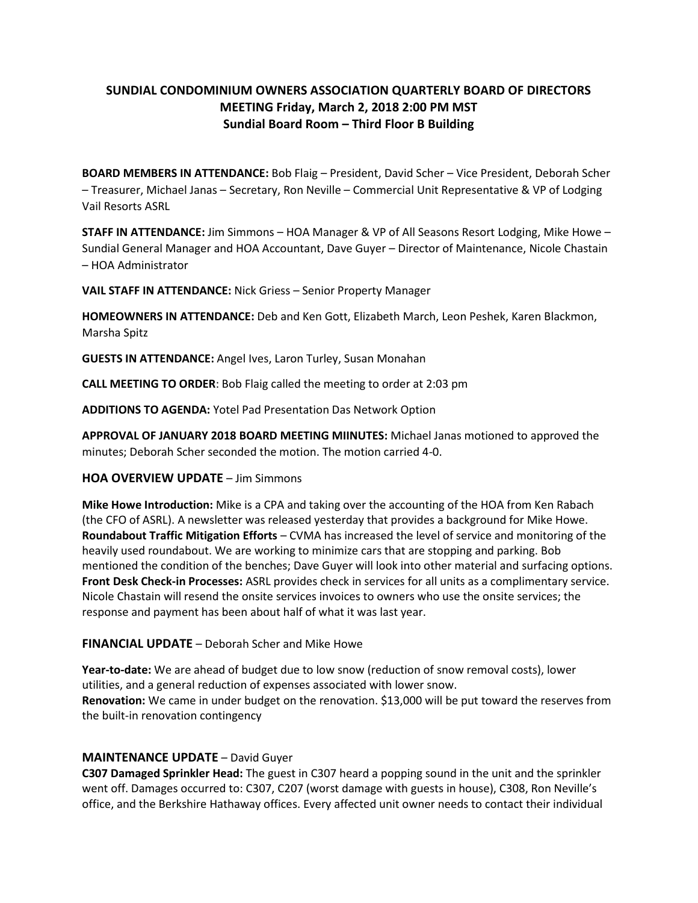# SUNDIAL CONDOMINIUM OWNERS ASSOCIATION QUARTERLY BOARD OF DIRECTORS MEETING Friday, March 2, 2018 2:00 PM MST
## Sundial Board Room – Third Floor B Building

**BOARD MEMBERS IN ATTENDANCE:** Bob Flaig – President, David Scher – Vice President, Deborah Scher – Treasurer, Michael Janas – Secretary, Ron Neville – Commercial Unit Representative & VP of Lodging Vail Resorts ASRL

**STAFF IN ATTENDANCE:** Jim Simmons – HOA Manager & VP of All Seasons Resort Lodging, Mike Howe – Sundial General Manager and HOA Accountant, Dave Guyer – Director of Maintenance, Nicole Chastain – HOA Administrator

**VAIL STAFF IN ATTENDANCE:** Nick Griess – Senior Property Manager

**HOMEOWNERS IN ATTENDANCE:** Deb and Ken Gott, Elizabeth March, Leon Peshek, Karen Blackmon, Marsha Spitz

**GUESTS IN ATTENDANCE:** Angel Ives, Laron Turley, Susan Monahan

**CALL MEETING TO ORDER**: Bob Flaig called the meeting to order at 2:03 pm

**ADDITIONS TO AGENDA:** Yotel Pad Presentation Das Network Option

**APPROVAL OF JANUARY 2018 BOARD MEETING MIINUTES:** Michael Janas motioned to approved the minutes; Deborah Scher seconded the motion. The motion carried 4-0.

## HOA OVERVIEW UPDATE – Jim Simmons

**Mike Howe Introduction:** Mike is a CPA and taking over the accounting of the HOA from Ken Rabach (the CFO of ASRL). A newsletter was released yesterday that provides a background for Mike Howe.
**Roundabout Traffic Mitigation Efforts** – CVMA has increased the level of service and monitoring of the heavily used roundabout. We are working to minimize cars that are stopping and parking. Bob mentioned the condition of the benches; Dave Guyer will look into other material and surfacing options.
**Front Desk Check-in Processes:** ASRL provides check in services for all units as a complimentary service. Nicole Chastain will resend the onsite services invoices to owners who use the onsite services; the response and payment has been about half of what it was last year.

## FINANCIAL UPDATE – Deborah Scher and Mike Howe

**Year-to-date:** We are ahead of budget due to low snow (reduction of snow removal costs), lower utilities, and a general reduction of expenses associated with lower snow.
**Renovation:** We came in under budget on the renovation. $13,000 will be put toward the reserves from the built-in renovation contingency

## MAINTENANCE UPDATE – David Guyer

**C307 Damaged Sprinkler Head:** The guest in C307 heard a popping sound in the unit and the sprinkler went off. Damages occurred to: C307, C207 (worst damage with guests in house), C308, Ron Neville's office, and the Berkshire Hathaway offices. Every affected unit owner needs to contact their individual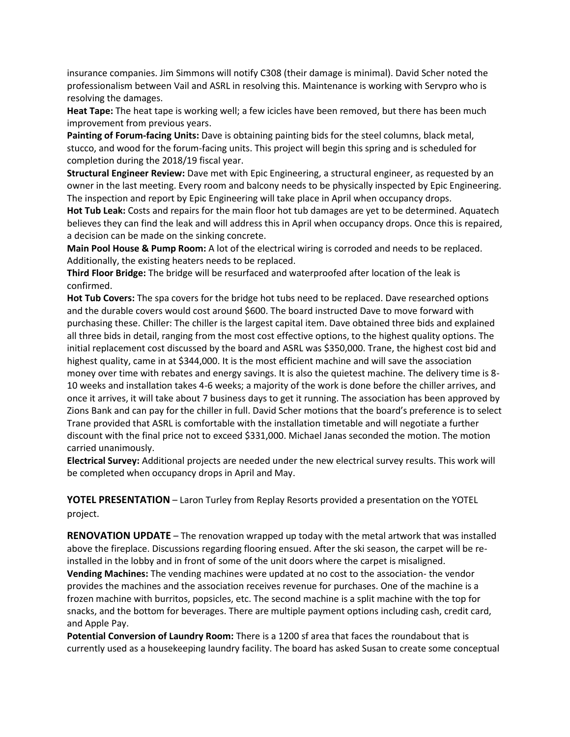insurance companies. Jim Simmons will notify C308 (their damage is minimal). David Scher noted the professionalism between Vail and ASRL in resolving this. Maintenance is working with Servpro who is resolving the damages.

**Heat Tape:** The heat tape is working well; a few icicles have been removed, but there has been much improvement from previous years.

**Painting of Forum-facing Units:** Dave is obtaining painting bids for the steel columns, black metal, stucco, and wood for the forum-facing units. This project will begin this spring and is scheduled for completion during the 2018/19 fiscal year.

**Structural Engineer Review:** Dave met with Epic Engineering, a structural engineer, as requested by an owner in the last meeting. Every room and balcony needs to be physically inspected by Epic Engineering. The inspection and report by Epic Engineering will take place in April when occupancy drops.

**Hot Tub Leak:** Costs and repairs for the main floor hot tub damages are yet to be determined. Aquatech believes they can find the leak and will address this in April when occupancy drops. Once this is repaired, a decision can be made on the sinking concrete.

**Main Pool House & Pump Room:** A lot of the electrical wiring is corroded and needs to be replaced. Additionally, the existing heaters needs to be replaced.

**Third Floor Bridge:** The bridge will be resurfaced and waterproofed after location of the leak is confirmed.

**Hot Tub Covers:** The spa covers for the bridge hot tubs need to be replaced. Dave researched options and the durable covers would cost around $600. The board instructed Dave to move forward with purchasing these. Chiller: The chiller is the largest capital item. Dave obtained three bids and explained all three bids in detail, ranging from the most cost effective options, to the highest quality options. The initial replacement cost discussed by the board and ASRL was $350,000. Trane, the highest cost bid and highest quality, came in at $344,000. It is the most efficient machine and will save the association money over time with rebates and energy savings. It is also the quietest machine. The delivery time is 8-10 weeks and installation takes 4-6 weeks; a majority of the work is done before the chiller arrives, and once it arrives, it will take about 7 business days to get it running. The association has been approved by Zions Bank and can pay for the chiller in full. David Scher motions that the board's preference is to select Trane provided that ASRL is comfortable with the installation timetable and will negotiate a further discount with the final price not to exceed $331,000. Michael Janas seconded the motion. The motion carried unanimously.

**Electrical Survey:** Additional projects are needed under the new electrical survey results. This work will be completed when occupancy drops in April and May.

**YOTEL PRESENTATION** – Laron Turley from Replay Resorts provided a presentation on the YOTEL project.

**RENOVATION UPDATE** – The renovation wrapped up today with the metal artwork that was installed above the fireplace. Discussions regarding flooring ensued. After the ski season, the carpet will be re-installed in the lobby and in front of some of the unit doors where the carpet is misaligned.

**Vending Machines:** The vending machines were updated at no cost to the association- the vendor provides the machines and the association receives revenue for purchases. One of the machine is a frozen machine with burritos, popsicles, etc. The second machine is a split machine with the top for snacks, and the bottom for beverages. There are multiple payment options including cash, credit card, and Apple Pay.

**Potential Conversion of Laundry Room:** There is a 1200 sf area that faces the roundabout that is currently used as a housekeeping laundry facility. The board has asked Susan to create some conceptual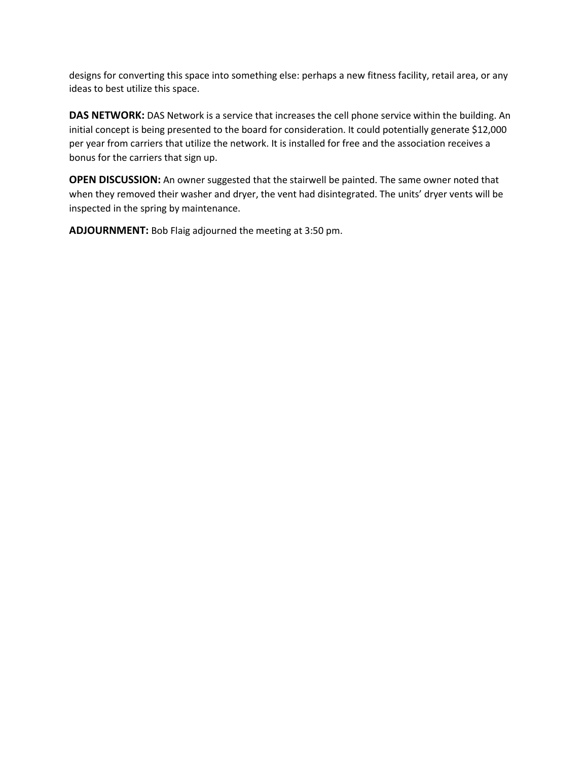designs for converting this space into something else: perhaps a new fitness facility, retail area, or any ideas to best utilize this space.

**DAS NETWORK:** DAS Network is a service that increases the cell phone service within the building. An initial concept is being presented to the board for consideration. It could potentially generate $12,000 per year from carriers that utilize the network. It is installed for free and the association receives a bonus for the carriers that sign up.

**OPEN DISCUSSION:** An owner suggested that the stairwell be painted. The same owner noted that when they removed their washer and dryer, the vent had disintegrated. The units' dryer vents will be inspected in the spring by maintenance.

**ADJOURNMENT:** Bob Flaig adjourned the meeting at 3:50 pm.